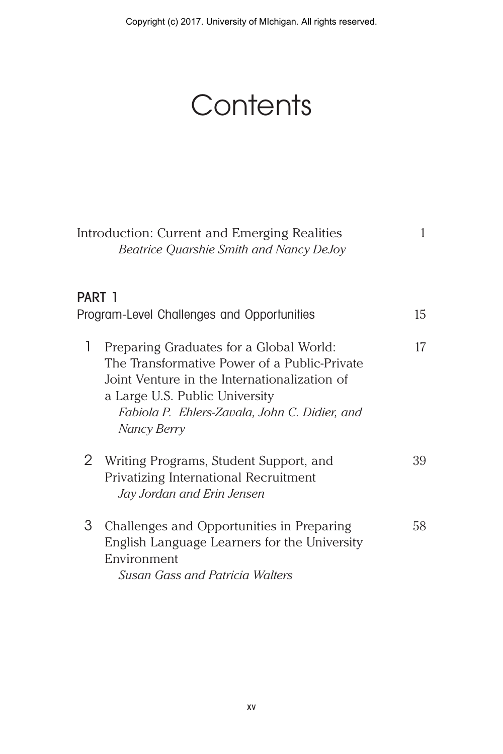# Contents

Introduction: Current and Emerging Realities — 1
*Beatrice Quarshie Smith and Nancy DeJoy*

## PART 1
## Program-Level Challenges and Opportunities — 15

1. Preparing Graduates for a Global World: The Transformative Power of a Public-Private Joint Venture in the Internationalization of a Large U.S. Public University — 17
   *Fabiola P. Ehlers-Zavala, John C. Didier, and Nancy Berry*

2. Writing Programs, Student Support, and Privatizing International Recruitment — 39
   *Jay Jordan and Erin Jensen*

3. Challenges and Opportunities in Preparing English Language Learners for the University Environment — 58
   *Susan Gass and Patricia Walters*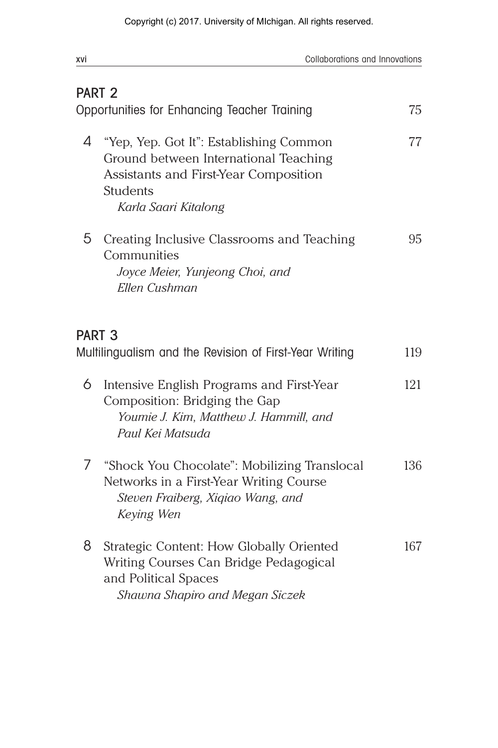## PART 2

Opportunities for Enhancing Teacher Training 75

4 "Yep, Yep. Got It": Establishing Common Ground between International Teaching Assistants and First-Year Composition Students 77
*Karla Saari Kitalong*

5 Creating Inclusive Classrooms and Teaching Communities 95
*Joyce Meier, Yunjeong Choi, and Ellen Cushman*

## PART 3

Multilingualism and the Revision of First-Year Writing 119

6 Intensive English Programs and First-Year Composition: Bridging the Gap 121
*Youmie J. Kim, Matthew J. Hammill, and Paul Kei Matsuda*

7 "Shock You Chocolate": Mobilizing Translocal Networks in a First-Year Writing Course 136
*Steven Fraiberg, Xiqiao Wang, and Keying Wen*

8 Strategic Content: How Globally Oriented Writing Courses Can Bridge Pedagogical and Political Spaces 167
*Shawna Shapiro and Megan Siczek*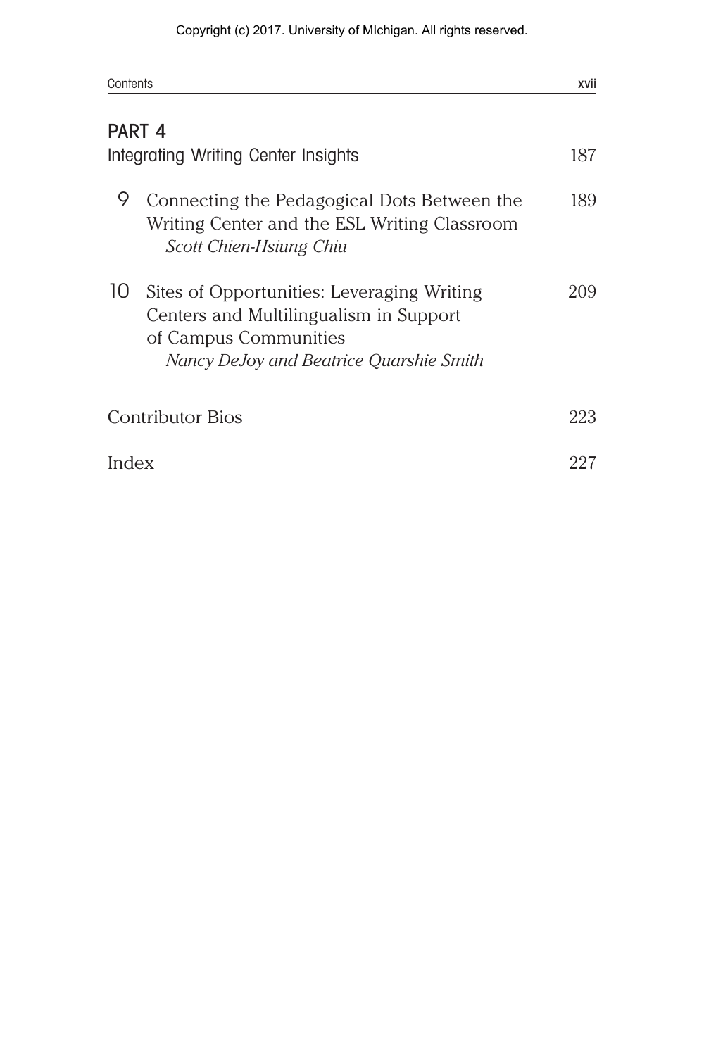## PART 4

Integrating Writing Center Insights 187

9 Connecting the Pedagogical Dots Between the Writing Center and the ESL Writing Classroom 189
*Scott Chien-Hsiung Chiu*

10 Sites of Opportunities: Leveraging Writing Centers and Multilingualism in Support of Campus Communities 209
*Nancy DeJoy and Beatrice Quarshie Smith*

Contributor Bios 223

Index 227